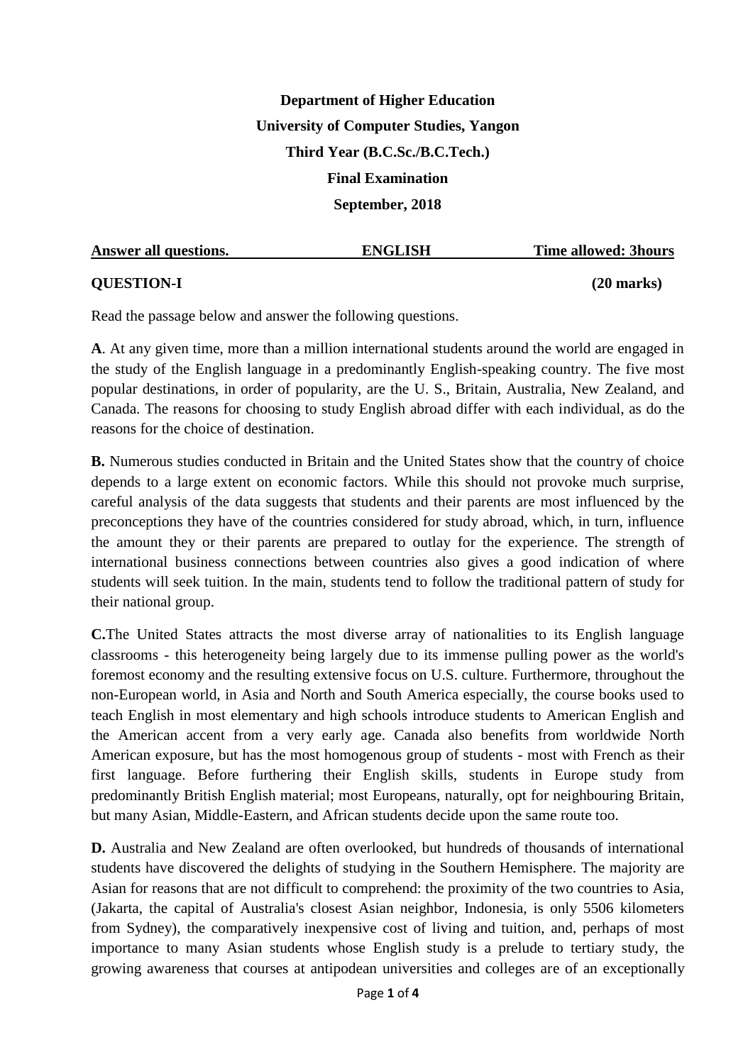**Department of Higher Education**

**University of Computer Studies, Yangon**

**Third Year (B.C.Sc./B.C.Tech.)**

**Final Examination**

**September, 2018**

**Answer all questions. ENGLISH Time allowed: 3hours**

**QUESTION-I (20 marks)**

Read the passage below and answer the following questions.

**A**. At any given time, more than a million international students around the world are engaged in the study of the English language in a predominantly English-speaking country. The five most popular destinations, in order of popularity, are the U. S., Britain, Australia, New Zealand, and Canada. The reasons for choosing to study English abroad differ with each individual, as do the reasons for the choice of destination.

**B.** Numerous studies conducted in Britain and the United States show that the country of choice depends to a large extent on economic factors. While this should not provoke much surprise, careful analysis of the data suggests that students and their parents are most influenced by the preconceptions they have of the countries considered for study abroad, which, in turn, influence the amount they or their parents are prepared to outlay for the experience. The strength of international business connections between countries also gives a good indication of where students will seek tuition. In the main, students tend to follow the traditional pattern of study for their national group.

**C.**The United States attracts the most diverse array of nationalities to its English language classrooms - this heterogeneity being largely due to its immense pulling power as the world's foremost economy and the resulting extensive focus on U.S. culture. Furthermore, throughout the non-European world, in Asia and North and South America especially, the course books used to teach English in most elementary and high schools introduce students to American English and the American accent from a very early age. Canada also benefits from worldwide North American exposure, but has the most homogenous group of students - most with French as their first language. Before furthering their English skills, students in Europe study from predominantly British English material; most Europeans, naturally, opt for neighbouring Britain, but many Asian, Middle-Eastern, and African students decide upon the same route too.

**D.** Australia and New Zealand are often overlooked, but hundreds of thousands of international students have discovered the delights of studying in the Southern Hemisphere. The majority are Asian for reasons that are not difficult to comprehend: the proximity of the two countries to Asia, (Jakarta, the capital of Australia's closest Asian neighbor, Indonesia, is only 5506 kilometers from Sydney), the comparatively inexpensive cost of living and tuition, and, perhaps of most importance to many Asian students whose English study is a prelude to tertiary study, the growing awareness that courses at antipodean universities and colleges are of an exceptionally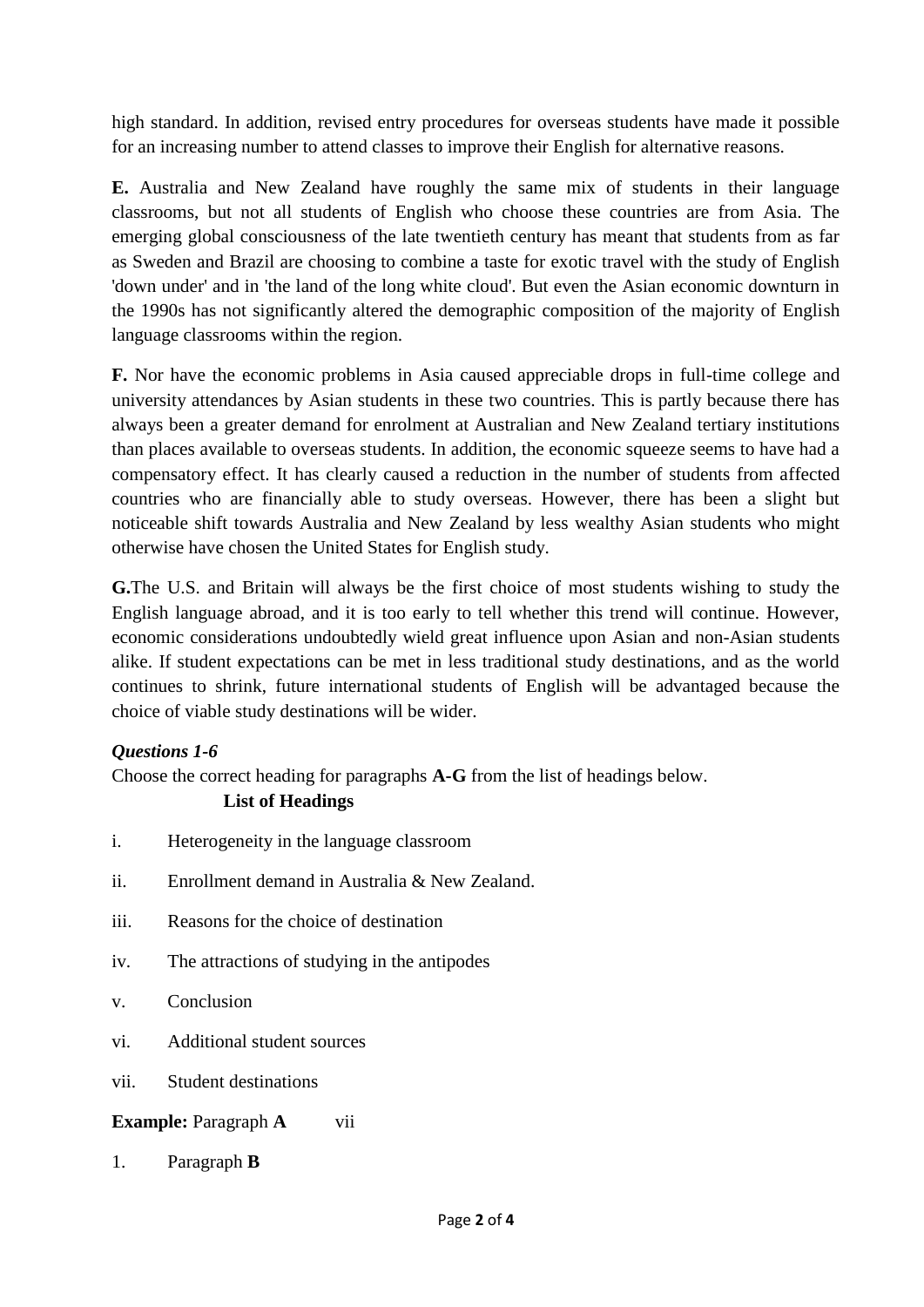high standard. In addition, revised entry procedures for overseas students have made it possible for an increasing number to attend classes to improve their English for alternative reasons.

**E.** Australia and New Zealand have roughly the same mix of students in their language classrooms, but not all students of English who choose these countries are from Asia. The emerging global consciousness of the late twentieth century has meant that students from as far as Sweden and Brazil are choosing to combine a taste for exotic travel with the study of English 'down under' and in 'the land of the long white cloud'. But even the Asian economic downturn in the 1990s has not significantly altered the demographic composition of the majority of English language classrooms within the region.

**F.** Nor have the economic problems in Asia caused appreciable drops in full-time college and university attendances by Asian students in these two countries. This is partly because there has always been a greater demand for enrolment at Australian and New Zealand tertiary institutions than places available to overseas students. In addition, the economic squeeze seems to have had a compensatory effect. It has clearly caused a reduction in the number of students from affected countries who are financially able to study overseas. However, there has been a slight but noticeable shift towards Australia and New Zealand by less wealthy Asian students who might otherwise have chosen the United States for English study.

**G.**The U.S. and Britain will always be the first choice of most students wishing to study the English language abroad, and it is too early to tell whether this trend will continue. However, economic considerations undoubtedly wield great influence upon Asian and non-Asian students alike. If student expectations can be met in less traditional study destinations, and as the world continues to shrink, future international students of English will be advantaged because the choice of viable study destinations will be wider.

***Questions 1-6***

Choose the correct heading for paragraphs **A-G** from the list of headings below.

**List of Headings**

i. Heterogeneity in the language classroom

ii. Enrollment demand in Australia & New Zealand.

iii. Reasons for the choice of destination

iv. The attractions of studying in the antipodes

v. Conclusion

vi. Additional student sources

vii. Student destinations

**Example:** Paragraph **A** vii

1. Paragraph **B**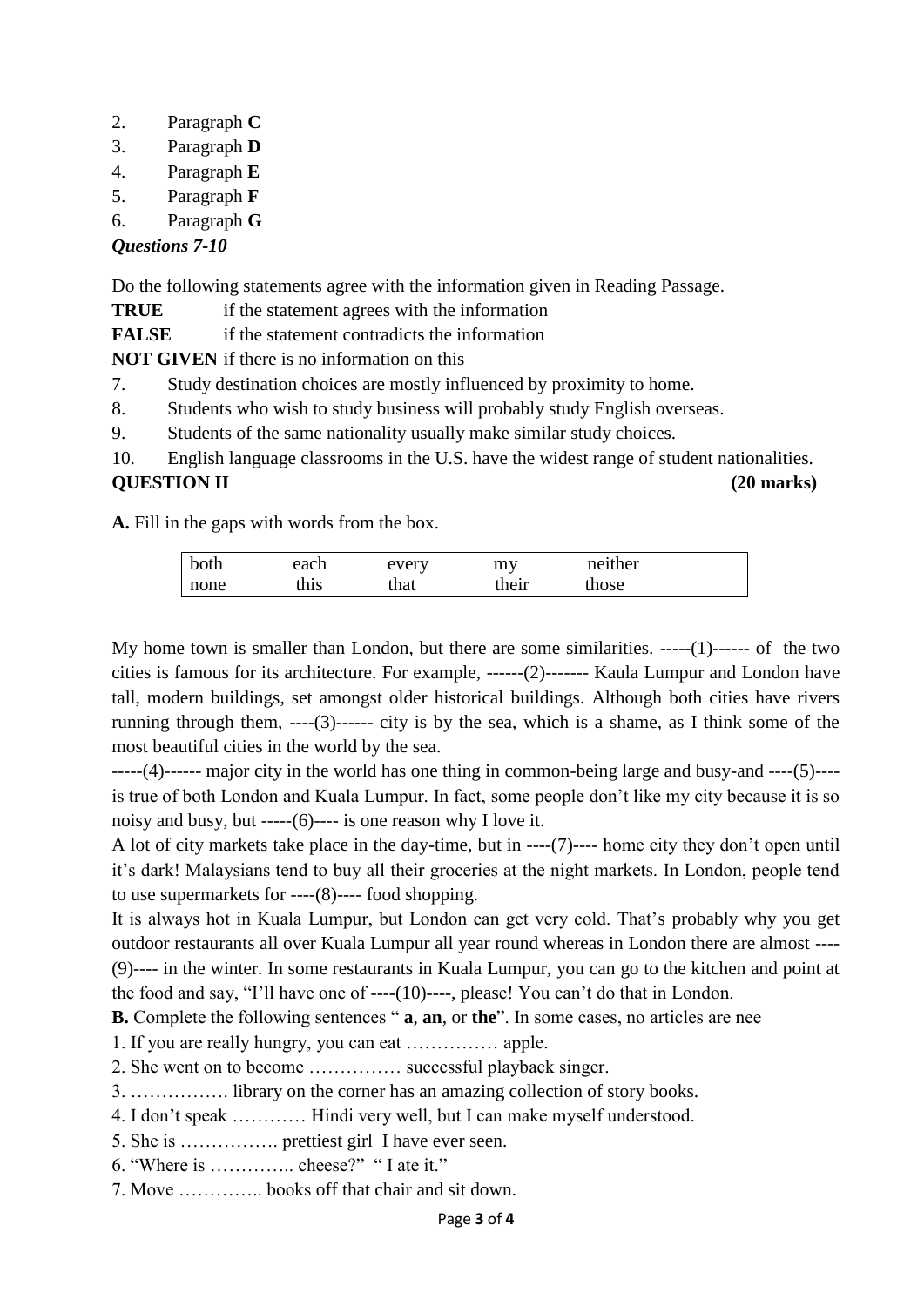2. Paragraph **C**
3. Paragraph **D**
4. Paragraph **E**
5. Paragraph **F**
6. Paragraph **G**

***Questions 7-10***

Do the following statements agree with the information given in Reading Passage.

**TRUE** if the statement agrees with the information

**FALSE** if the statement contradicts the information

**NOT GIVEN** if there is no information on this

7. Study destination choices are mostly influenced by proximity to home.
8. Students who wish to study business will probably study English overseas.
9. Students of the same nationality usually make similar study choices.
10. English language classrooms in the U.S. have the widest range of student nationalities.

**QUESTION II** **(20 marks)**

**A.** Fill in the gaps with words from the box.

| both | each | every | my | neither |
|---|---|---|---|---|
| none | this | that | their | those |

My home town is smaller than London, but there are some similarities. -----(1)------ of the two cities is famous for its architecture. For example, ------(2)------- Kaula Lumpur and London have tall, modern buildings, set amongst older historical buildings. Although both cities have rivers running through them, ----(3)------ city is by the sea, which is a shame, as I think some of the most beautiful cities in the world by the sea.

-----(4)------ major city in the world has one thing in common-being large and busy-and ----(5)---- is true of both London and Kuala Lumpur. In fact, some people don't like my city because it is so noisy and busy, but -----(6)---- is one reason why I love it.

A lot of city markets take place in the day-time, but in ----(7)---- home city they don't open until it's dark! Malaysians tend to buy all their groceries at the night markets. In London, people tend to use supermarkets for ----(8)---- food shopping.

It is always hot in Kuala Lumpur, but London can get very cold. That's probably why you get outdoor restaurants all over Kuala Lumpur all year round whereas in London there are almost ----(9)---- in the winter. In some restaurants in Kuala Lumpur, you can go to the kitchen and point at the food and say, "I'll have one of ----(10)----, please! You can't do that in London.

**B.** Complete the following sentences " **a**, **an**, or **the**". In some cases, no articles are nee

1. If you are really hungry, you can eat …………… apple.
2. She went on to become …………… successful playback singer.
3. ……………. library on the corner has an amazing collection of story books.
4. I don't speak ………… Hindi very well, but I can make myself understood.
5. She is ……………. prettiest girl I have ever seen.
6. "Where is ………….. cheese?" " I ate it."
7. Move ………….. books off that chair and sit down.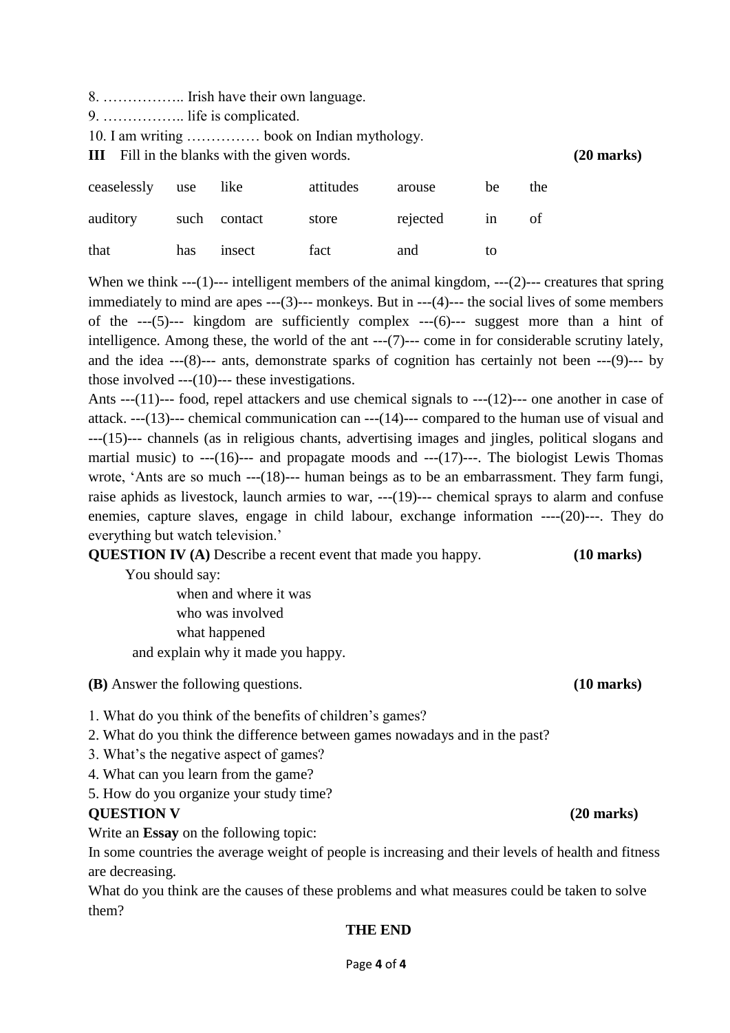8. …………….. Irish have their own language.

9. …………….. life is complicated.

10. I am writing …………… book on Indian mythology.

**III** Fill in the blanks with the given words. **(20 marks)**

| | | | | | | |
|---|---|---|---|---|---|---|
| ceaselessly | use | like | attitudes | arouse | be | the |
| auditory | such | contact | store | rejected | in | of |
| that | has | insect | fact | and | to | |

When we think ---(1)--- intelligent members of the animal kingdom, ---(2)--- creatures that spring immediately to mind are apes ---(3)--- monkeys. But in ---(4)--- the social lives of some members of the ---(5)--- kingdom are sufficiently complex ---(6)--- suggest more than a hint of intelligence. Among these, the world of the ant ---(7)--- come in for considerable scrutiny lately, and the idea ---(8)--- ants, demonstrate sparks of cognition has certainly not been ---(9)--- by those involved ---(10)--- these investigations.

Ants ---(11)--- food, repel attackers and use chemical signals to ---(12)--- one another in case of attack. ---(13)--- chemical communication can ---(14)--- compared to the human use of visual and ---(15)--- channels (as in religious chants, advertising images and jingles, political slogans and martial music) to ---(16)--- and propagate moods and ---(17)---. The biologist Lewis Thomas wrote, 'Ants are so much ---(18)--- human beings as to be an embarrassment. They farm fungi, raise aphids as livestock, launch armies to war, ---(19)--- chemical sprays to alarm and confuse enemies, capture slaves, engage in child labour, exchange information ----(20)---. They do everything but watch television.'

**QUESTION IV (A)** Describe a recent event that made you happy. **(10 marks)**

You should say:

when and where it was

who was involved

what happened

and explain why it made you happy.

**(B)** Answer the following questions. **(10 marks)**

1. What do you think of the benefits of children's games?
2. What do you think the difference between games nowadays and in the past?
3. What's the negative aspect of games?
4. What can you learn from the game?
5. How do you organize your study time?

**QUESTION V** **(20 marks)**

Write an **Essay** on the following topic:

In some countries the average weight of people is increasing and their levels of health and fitness are decreasing.

What do you think are the causes of these problems and what measures could be taken to solve them?

**THE END**